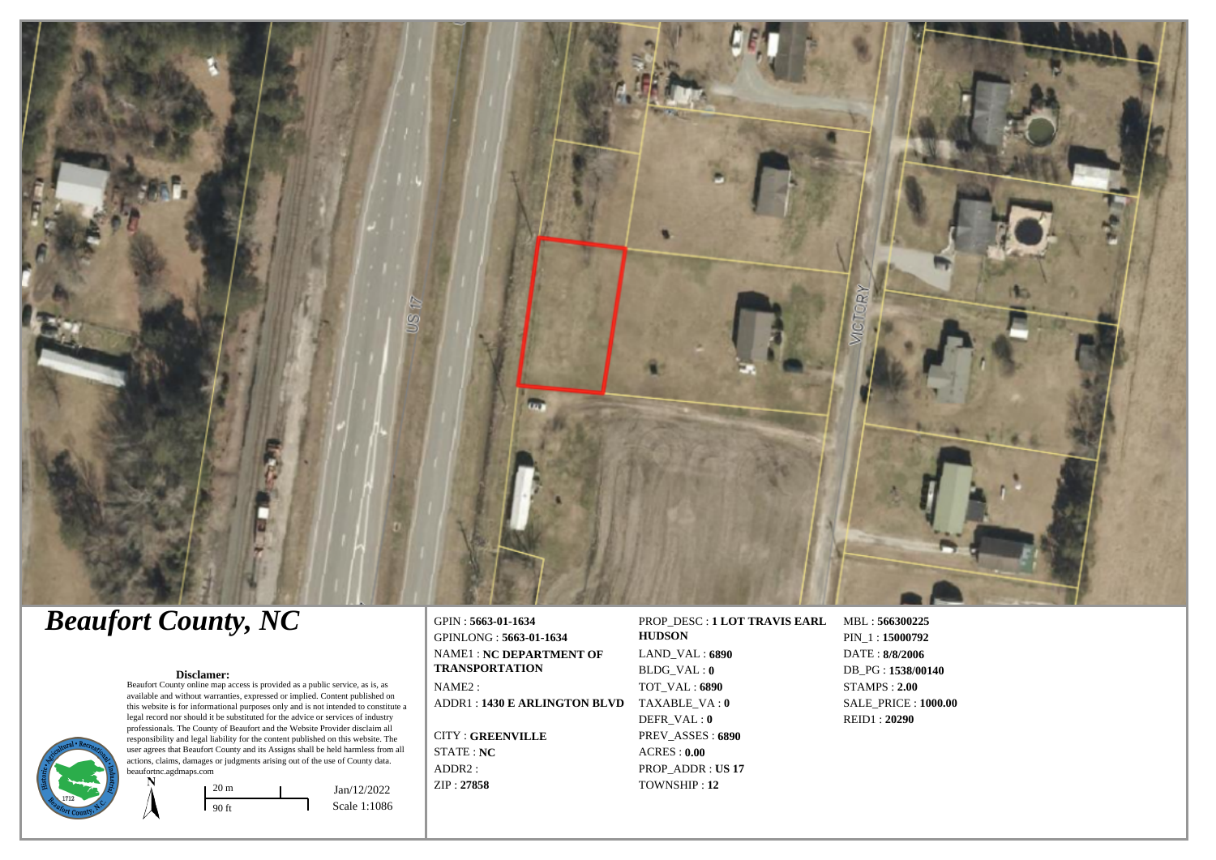# *Beaufort County, NC*

**Disclamer:**

Beaufort County online map access is provided as a public service, as is, as available and without warranties, expressed or implied. Content published on this website is for informational purposes only and is not intended to constitute a legal record nor should it be substituted for the advice or services of industry professionals. The County of Beaufort and the Website Provider disclaim all responsibility and legal liability for the content published on this website. The user agrees that Beaufort County and its Assigns shall be held harmless from all actions, claims, damages or judgments arising out of the use of County data. beaufortnc.agdmaps.com

20 m
90 ft

Jan/12/2022
Scale 1:1086

GPIN : **5663-01-1634**
GPINLONG : **5663-01-1634**
NAME1 : **NC DEPARTMENT OF TRANSPORTATION**
NAME2 :
ADDR1 : **1430 E ARLINGTON BLVD**
CITY : **GREENVILLE**
STATE : **NC**
ADDR2 :
ZIP : **27858**

PROP_DESC : **1 LOT TRAVIS EARL HUDSON**
LAND_VAL : **6890**
BLDG_VAL : **0**
TOT_VAL : **6890**
TAXABLE_VA : **0**
DEFR_VAL : **0**
PREV_ASSES : **6890**
ACRES : **0.00**
PROP_ADDR : **US 17**
TOWNSHIP : **12**

MBL : **566300225**
PIN_1 : **15000792**
DATE : **8/8/2006**
DB_PG : **1538/00140**
STAMPS : **2.00**
SALE_PRICE : **1000.00**
REID1 : **20290**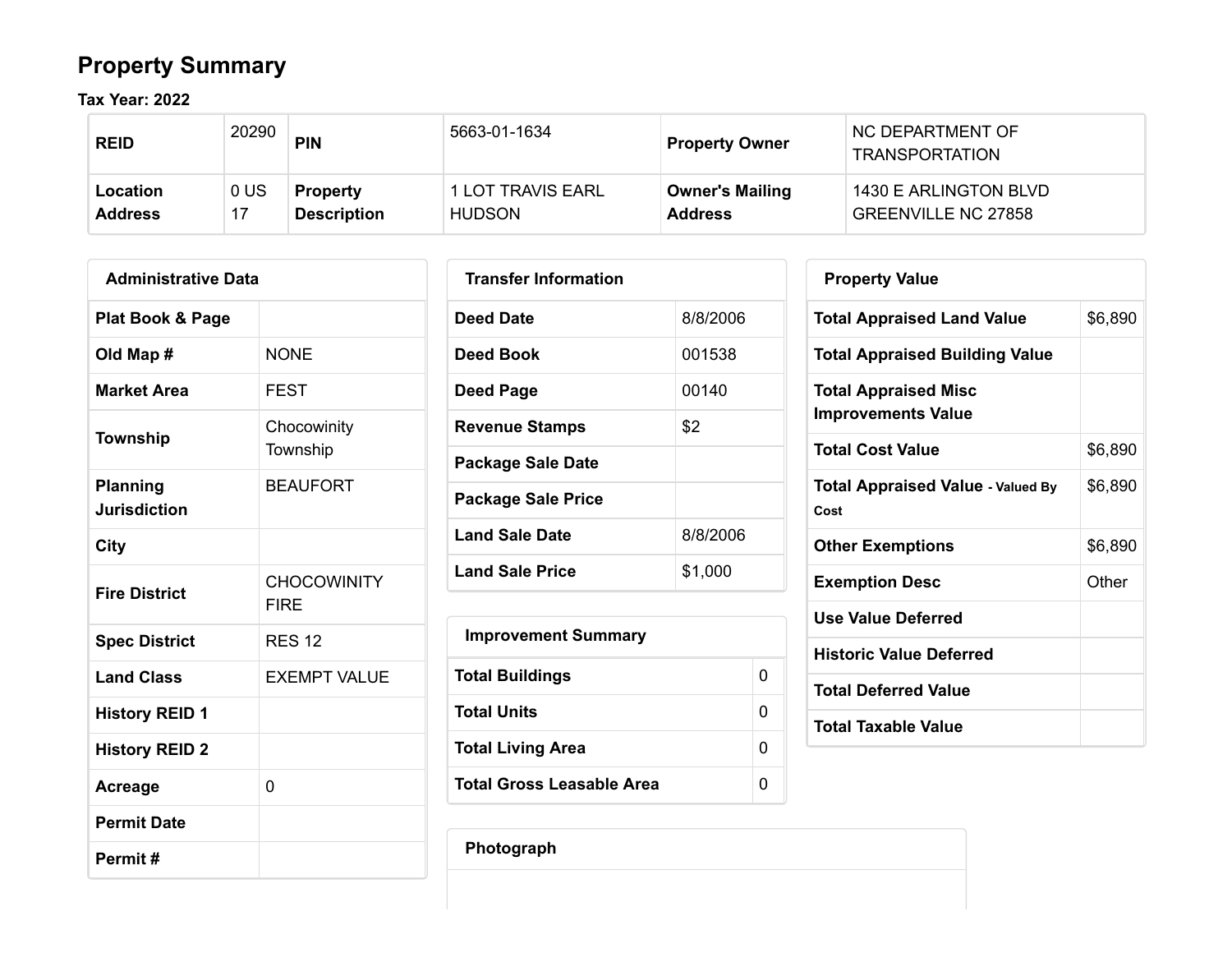# Property Summary

**Tax Year: 2022**

| | | | | | |
|---|---|---|---|---|---|
| **REID** | 20290 | **PIN** | 5663-01-1634 | **Property Owner** | NC DEPARTMENT OF TRANSPORTATION |
| **Location Address** | 0 US 17 | **Property Description** | 1 LOT TRAVIS EARL HUDSON | **Owner's Mailing Address** | 1430 E ARLINGTON BLVD GREENVILLE NC 27858 |

## Administrative Data

| | |
|---|---|
| **Plat Book & Page** | |
| **Old Map #** | NONE |
| **Market Area** | FEST |
| **Township** | Chocowinity Township |
| **Planning Jurisdiction** | BEAUFORT |
| **City** | |
| **Fire District** | CHOCOWINITY FIRE |
| **Spec District** | RES 12 |
| **Land Class** | EXEMPT VALUE |
| **History REID 1** | |
| **History REID 2** | |
| **Acreage** | 0 |
| **Permit Date** | |
| **Permit #** | |

## Transfer Information

| | |
|---|---|
| **Deed Date** | 8/8/2006 |
| **Deed Book** | 001538 |
| **Deed Page** | 00140 |
| **Revenue Stamps** | $2 |
| **Package Sale Date** | |
| **Package Sale Price** | |
| **Land Sale Date** | 8/8/2006 |
| **Land Sale Price** | $1,000 |

## Improvement Summary

| | |
|---|---|
| **Total Buildings** | 0 |
| **Total Units** | 0 |
| **Total Living Area** | 0 |
| **Total Gross Leasable Area** | 0 |

## Property Value

| | |
|---|---|
| **Total Appraised Land Value** | $6,890 |
| **Total Appraised Building Value** | |
| **Total Appraised Misc Improvements Value** | |
| **Total Cost Value** | $6,890 |
| **Total Appraised Value - Valued By Cost** | $6,890 |
| **Other Exemptions** | $6,890 |
| **Exemption Desc** | Other |
| **Use Value Deferred** | |
| **Historic Value Deferred** | |
| **Total Deferred Value** | |
| **Total Taxable Value** | |

## Photograph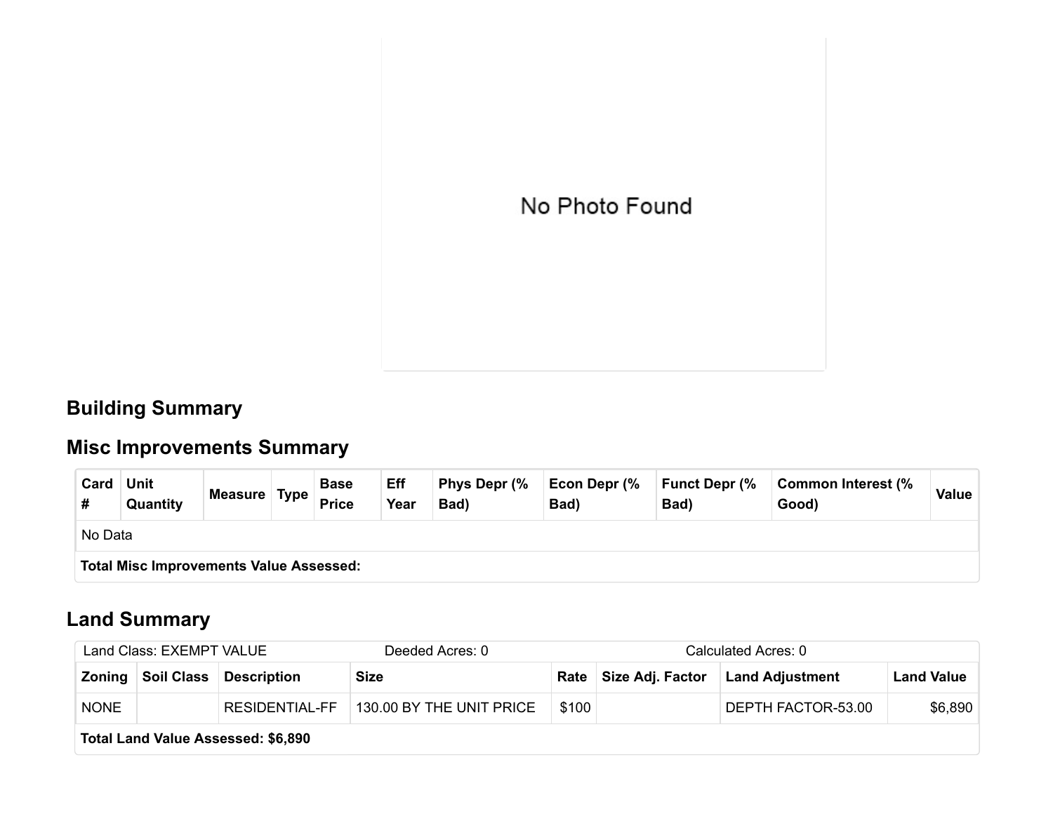No Photo Found

## Building Summary

## Misc Improvements Summary

| Card # | Unit Quantity | Measure | Type | Base Price | Eff Year | Phys Depr (% Bad) | Econ Depr (% Bad) | Funct Depr (% Bad) | Common Interest (% Good) | Value |
|---|---|---|---|---|---|---|---|---|---|---|
| No Data | | | | | | | | | | |
| **Total Misc Improvements Value Assessed:** | | | | | | | | | | |

## Land Summary

| Land Class: EXEMPT VALUE | | | Deeded Acres: 0 | | | Calculated Acres: 0 | |
|---|---|---|---|---|---|---|---|
| **Zoning** | **Soil Class** | **Description** | **Size** | **Rate** | **Size Adj. Factor** | **Land Adjustment** | **Land Value** |
| NONE | | RESIDENTIAL-FF | 130.00 BY THE UNIT PRICE | $100 | | DEPTH FACTOR-53.00 | $6,890 |
| **Total Land Value Assessed: $6,890** | | | | | | | |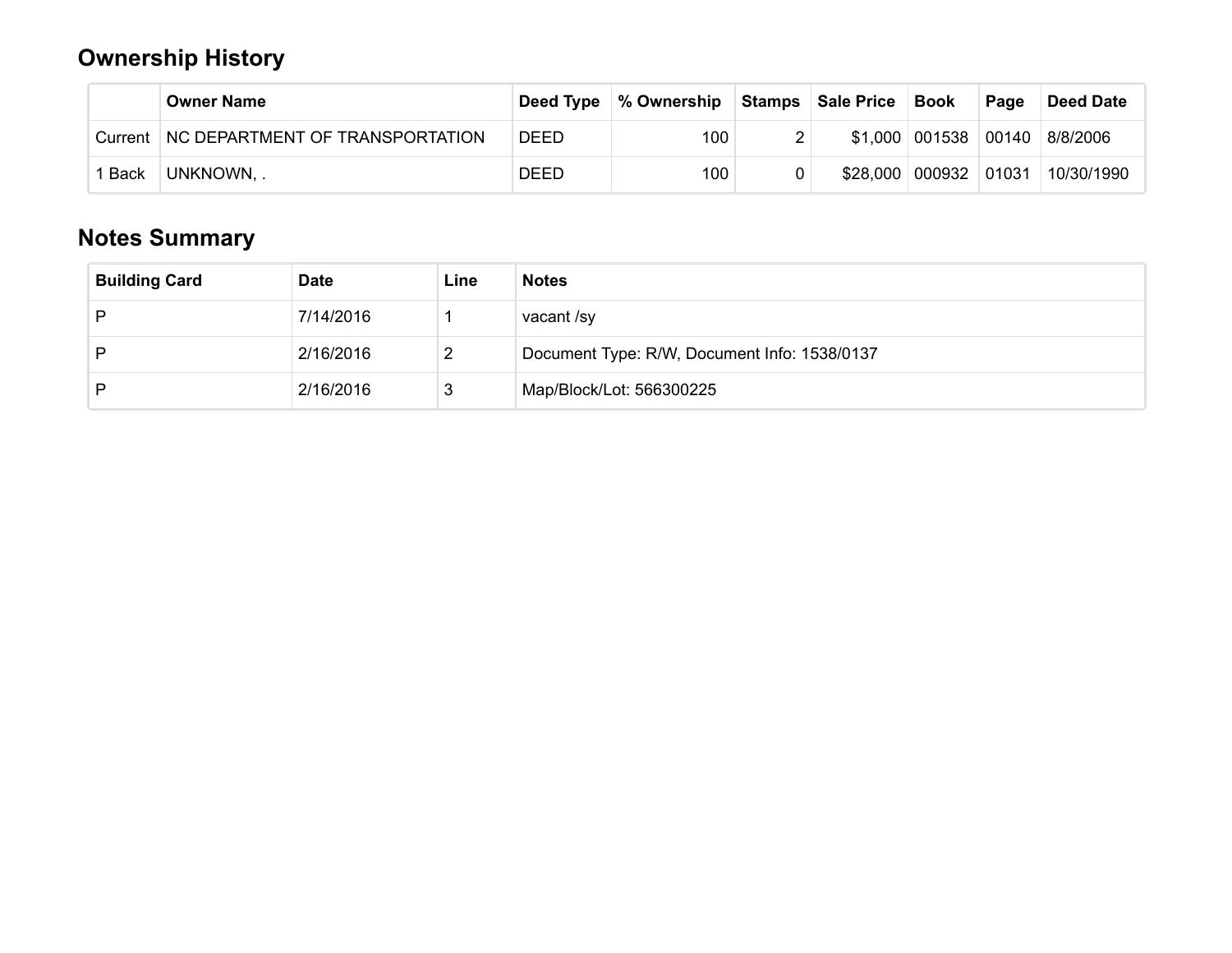## Ownership History

| | Owner Name | Deed Type | % Ownership | Stamps | Sale Price | Book | Page | Deed Date |
|---|---|---|---|---|---|---|---|---|
| Current | NC DEPARTMENT OF TRANSPORTATION | DEED | 100 | 2 | $1,000 | 001538 | 00140 | 8/8/2006 |
| 1 Back | UNKNOWN, . | DEED | 100 | 0 | $28,000 | 000932 | 01031 | 10/30/1990 |

## Notes Summary

| Building Card | Date | Line | Notes |
|---|---|---|---|
| P | 7/14/2016 | 1 | vacant /sy |
| P | 2/16/2016 | 2 | Document Type: R/W, Document Info: 1538/0137 |
| P | 2/16/2016 | 3 | Map/Block/Lot: 566300225 |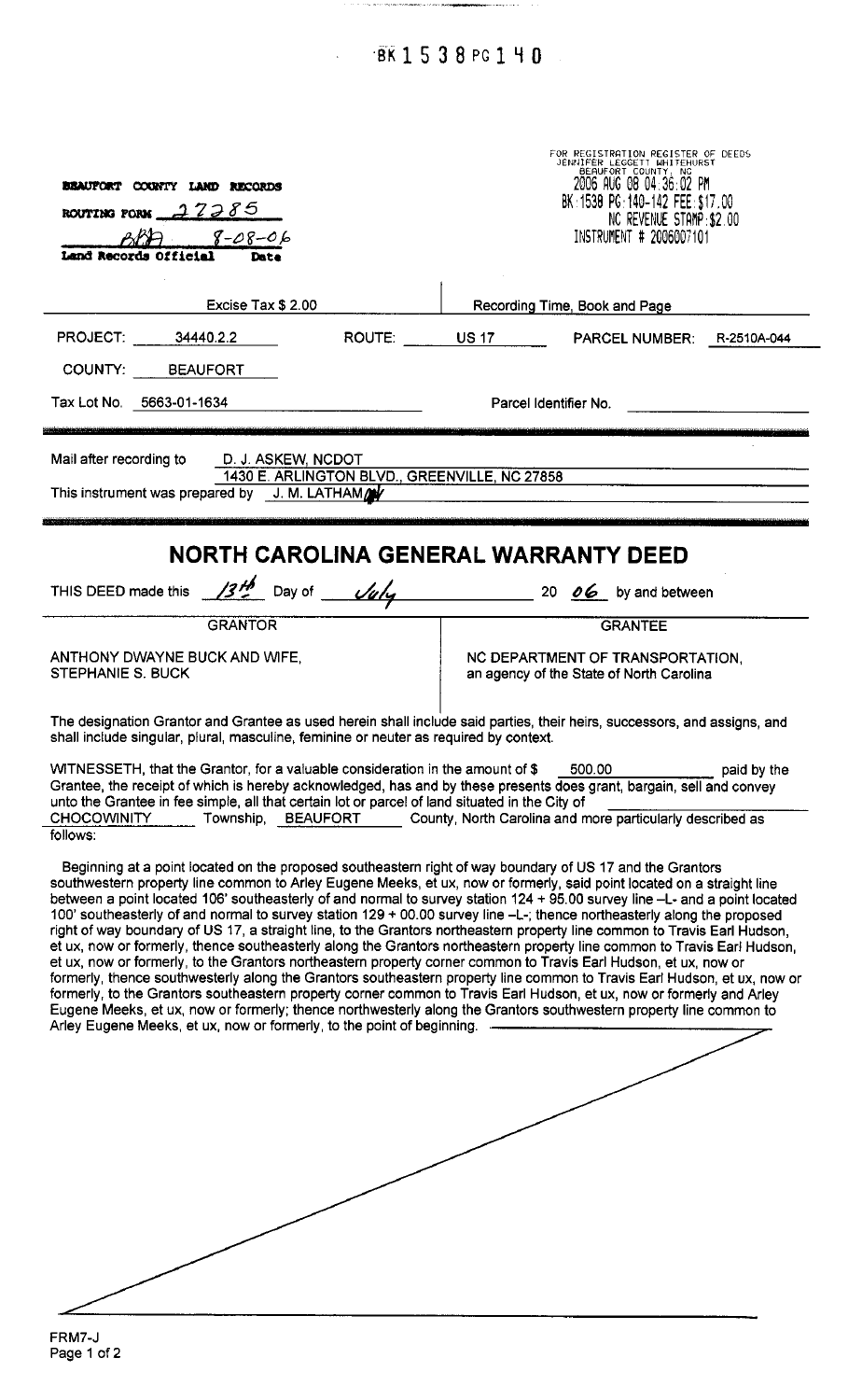BK 1538 PG 140

**BEAUFORT COUNTY LAND RECORDS**
**ROUTING FORM** 27285
BAA 8-08-06
**Land Records Official Date**

FOR REGISTRATION REGISTER OF DEEDS
JENNIFER LEGGETT WHITEHURST
BEAUFORT COUNTY, NC
2006 AUG 08 04:36:02 PM
BK:1538 PG:140-142 FEE:$17.00
NC REVENUE STAMP:$2.00
INSTRUMENT # 2006007101

| Excise Tax $ 2.00 | Recording Time, Book and Page |
|---|---|

PROJECT: 34440.2.2 ROUTE: US 17 PARCEL NUMBER: R-2510A-044

COUNTY: BEAUFORT

Tax Lot No. 5663-01-1634 Parcel Identifier No.

Mail after recording to D. J. ASKEW, NCDOT
1430 E. ARLINGTON BLVD., GREENVILLE, NC 27858

This instrument was prepared by J. M. LATHAM

# NORTH CAROLINA GENERAL WARRANTY DEED

THIS DEED made this 13th Day of July 20 06 by and between

| GRANTOR | GRANTEE |
|---|---|
| ANTHONY DWAYNE BUCK AND WIFE, STEPHANIE S. BUCK | NC DEPARTMENT OF TRANSPORTATION, an agency of the State of North Carolina |

The designation Grantor and Grantee as used herein shall include said parties, their heirs, successors, and assigns, and shall include singular, plural, masculine, feminine or neuter as required by context.

WITNESSETH, that the Grantor, for a valuable consideration in the amount of $ 500.00 paid by the Grantee, the receipt of which is hereby acknowledged, has and by these presents does grant, bargain, sell and convey unto the Grantee in fee simple, all that certain lot or parcel of land situated in the City of ______ CHOCOWINITY Township, BEAUFORT County, North Carolina and more particularly described as follows:

Beginning at a point located on the proposed southeastern right of way boundary of US 17 and the Grantors southwestern property line common to Arley Eugene Meeks, et ux, now or formerly, said point located on a straight line between a point located 106' southeasterly of and normal to survey station 124 + 95.00 survey line -L- and a point located 100' southeasterly of and normal to survey station 129 + 00.00 survey line -L-; thence northeasterly along the proposed right of way boundary of US 17, a straight line, to the Grantors northeastern property line common to Travis Earl Hudson, et ux, now or formerly, thence southeasterly along the Grantors northeastern property line common to Travis Earl Hudson, et ux, now or formerly, to the Grantors northeastern property corner common to Travis Earl Hudson, et ux, now or formerly, thence southwesterly along the Grantors southeastern property line common to Travis Earl Hudson, et ux, now or formerly, to the Grantors southeastern property corner common to Travis Earl Hudson, et ux, now or formerly and Arley Eugene Meeks, et ux, now or formerly; thence northwesterly along the Grantors southwestern property line common to Arley Eugene Meeks, et ux, now or formerly, to the point of beginning.

FRM7-J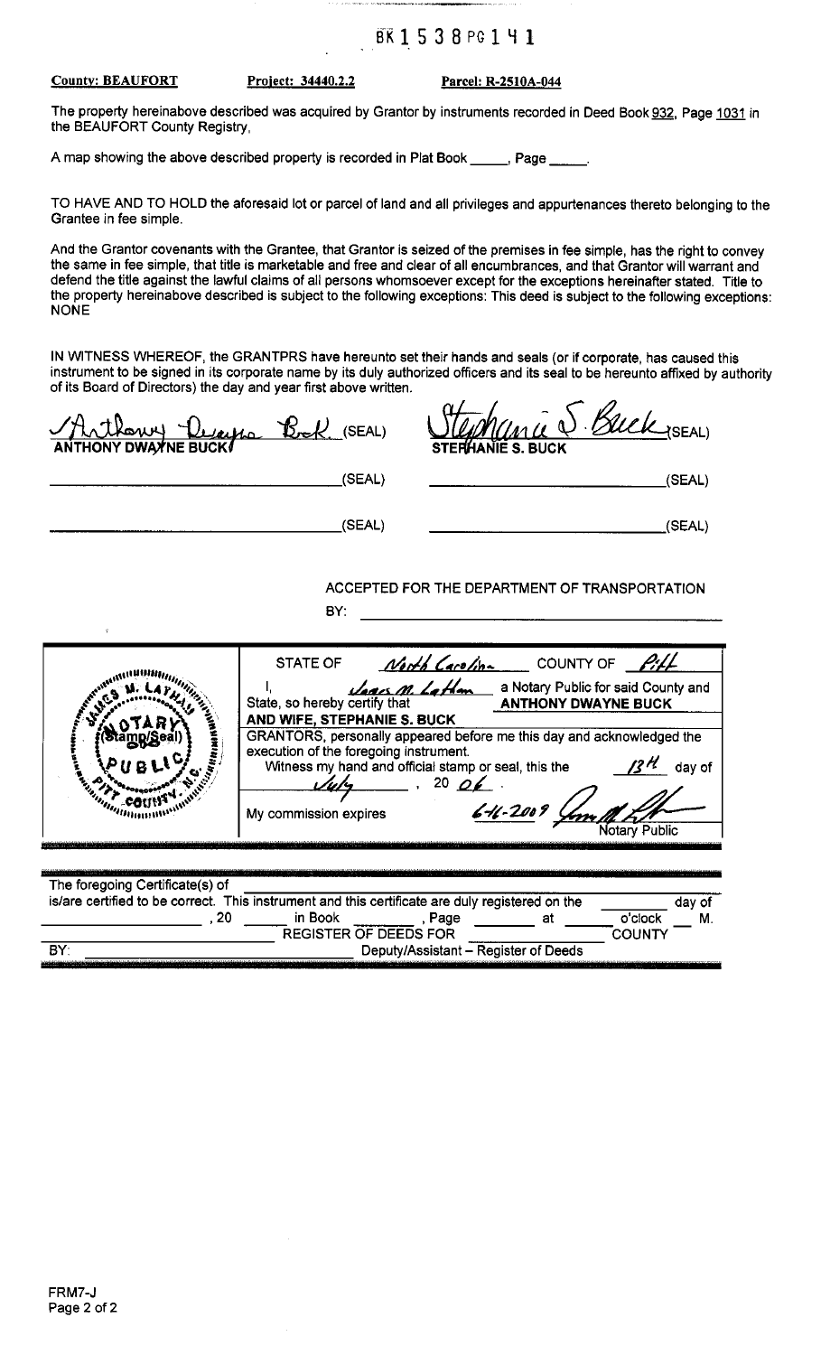BK 1538 PG 141

**County: BEAUFORT** **Project: 34440.2.2** **Parcel: R-2510A-044**

The property hereinabove described was acquired by Grantor by instruments recorded in Deed Book 932, Page 1031 in the BEAUFORT County Registry,

A map showing the above described property is recorded in Plat Book _____, Page _____.

TO HAVE AND TO HOLD the aforesaid lot or parcel of land and all privileges and appurtenances thereto belonging to the Grantee in fee simple.

And the Grantor covenants with the Grantee, that Grantor is seized of the premises in fee simple, has the right to convey the same in fee simple, that title is marketable and free and clear of all encumbrances, and that Grantor will warrant and defend the title against the lawful claims of all persons whomsoever except for the exceptions hereinafter stated. Title to the property hereinabove described is subject to the following exceptions: This deed is subject to the following exceptions: NONE

IN WITNESS WHEREOF, the GRANTPRS have hereunto set their hands and seals (or if corporate, has caused this instrument to be signed in its corporate name by its duly authorized officers and its seal to be hereunto affixed by authority of its Board of Directors) the day and year first above written.

Anthony Dwayne Buck (SEAL) Stephanie S. Buck (SEAL)
ANTHONY DWAYNE BUCK STEPHANIE S. BUCK

_______________ (SEAL) _______________ (SEAL)

_______________ (SEAL) _______________ (SEAL)

ACCEPTED FOR THE DEPARTMENT OF TRANSPORTATION

BY: _______________

(Stamp/Seal) JAMES M. LATHAM NOTARY PUBLIC PITT COUNTY, N.C.

STATE OF North Carolina COUNTY OF Pitt

I, James M. Latham a Notary Public for said County and State, so hereby certify that **ANTHONY DWAYNE BUCK AND WIFE, STEPHANIE S. BUCK**

GRANTORS, personally appeared before me this day and acknowledged the execution of the foregoing instrument.

Witness my hand and official stamp or seal, this the 13th day of July, 20 06.

My commission expires 6-11-2009 James M. Latham

Notary Public

The foregoing Certificate(s) of _______________

is/are certified to be correct. This instrument and this certificate are duly registered on the _____ day of _____, 20 _____ in Book _____, Page _____ at _____ o'clock ___ M.

REGISTER OF DEEDS FOR _____ COUNTY

BY: _______________ Deputy/Assistant – Register of Deeds

FRM7-J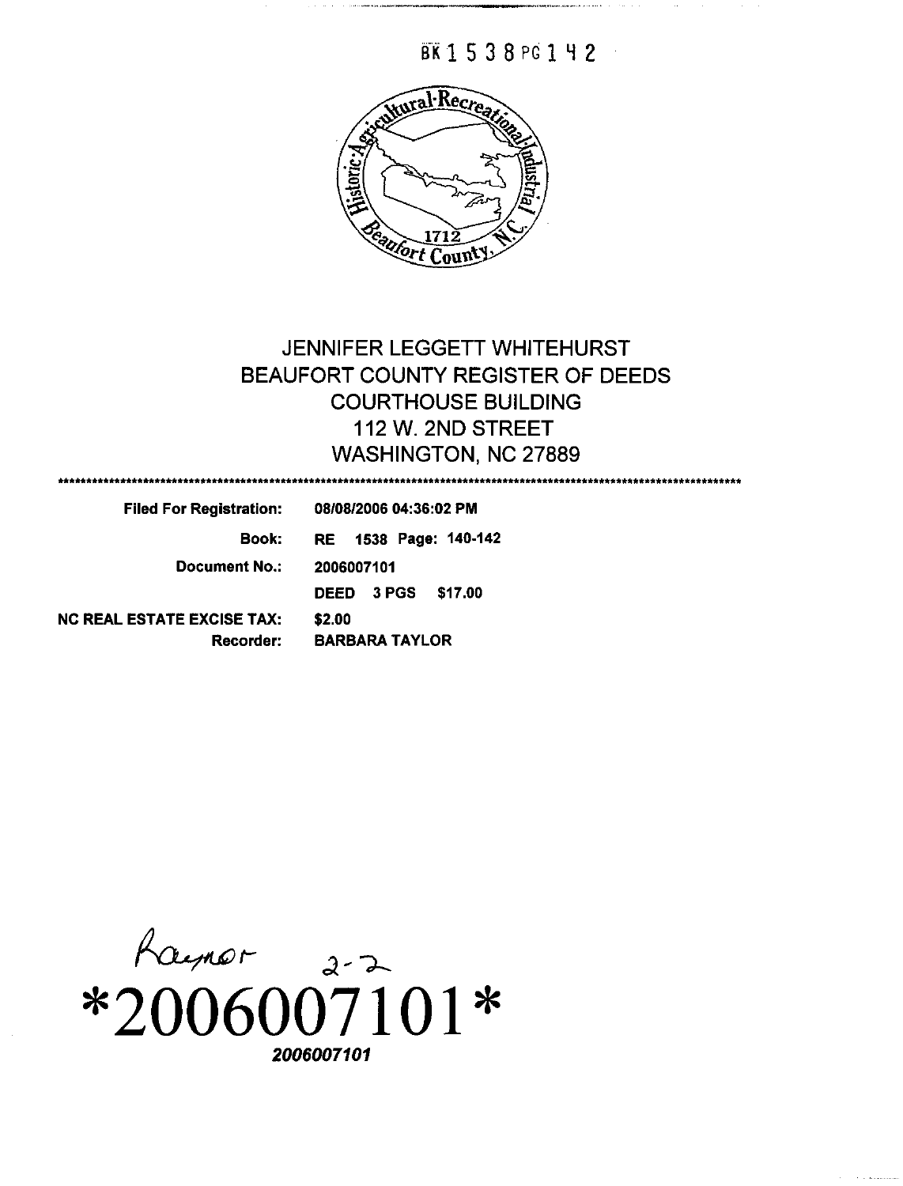BK 1538 PG 142

JENNIFER LEGGETT WHITEHURST
BEAUFORT COUNTY REGISTER OF DEEDS
COURTHOUSE BUILDING
112 W. 2ND STREET
WASHINGTON, NC 27889

************************************************************************************************************************

| | |
|---|---|
| **Filed For Registration:** | **08/08/2006 04:36:02 PM** |
| **Book:** | **RE 1538 Page: 140-142** |
| **Document No.:** | **2006007101** |
| | **DEED 3 PGS $17.00** |
| **NC REAL ESTATE EXCISE TAX:** | **$2.00** |
| **Recorder:** | **BARBARA TAYLOR** |

Raynor 2-2

*2006007101*

***2006007101***